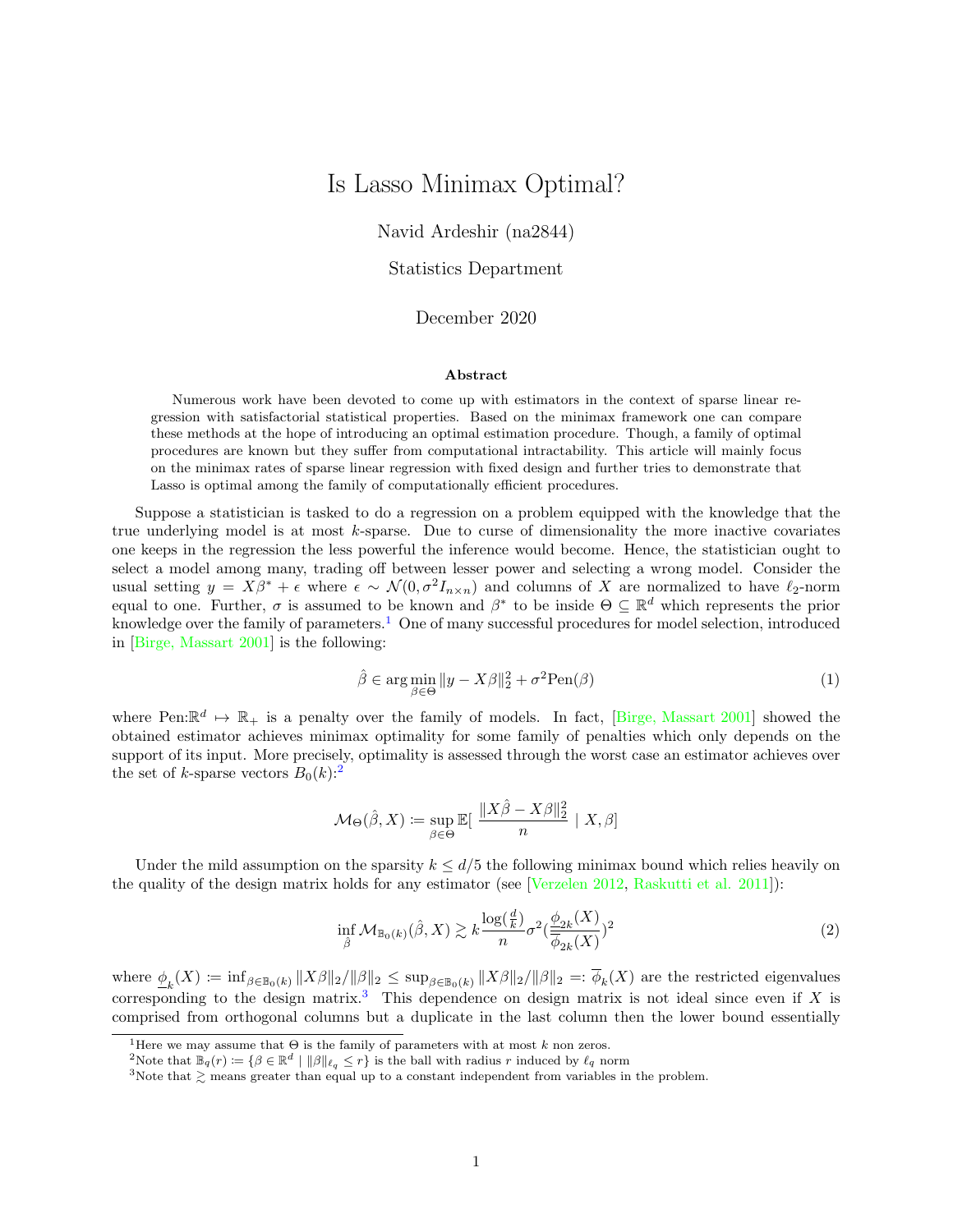# Is Lasso Minimax Optimal?

Navid Ardeshir (na2844)

Statistics Department

December 2020

### Abstract

Numerous work have been devoted to come up with estimators in the context of sparse linear regression with satisfactorial statistical properties. Based on the minimax framework one can compare these methods at the hope of introducing an optimal estimation procedure. Though, a family of optimal procedures are known but they suffer from computational intractability. This article will mainly focus on the minimax rates of sparse linear regression with fixed design and further tries to demonstrate that Lasso is optimal among the family of computationally efficient procedures.

Suppose a statistician is tasked to do a regression on a problem equipped with the knowledge that the true underlying model is at most $k$-sparse. Due to curse of dimensionality the more inactive covariates one keeps in the regression the less powerful the inference would become. Hence, the statistician ought to select a model among many, trading off between lesser power and selecting a wrong model. Consider the usual setting $y = X\beta^* + \epsilon$ where $\epsilon \sim \mathcal{N}(0, \sigma^2 I_{n\times n})$ and columns of $X$ are normalized to have $\ell_2$-norm equal to one. Further, $\sigma$ is assumed to be known and $\beta^*$ to be inside $\Theta \subseteq \mathbb{R}^d$ which represents the prior knowledge over the family of parameters.[1] One of many successful procedures for model selection, introduced in [Birge, Massart 2001] is the following:

$$\hat{\beta} \in \arg\min_{\beta\in\Theta} \|y - X\beta\|_2^2 + \sigma^2 \text{Pen}(\beta) \tag{1}$$

where Pen:$\mathbb{R}^d \mapsto \mathbb{R}_+$ is a penalty over the family of models. In fact, [Birge, Massart 2001] showed the obtained estimator achieves minimax optimality for some family of penalties which only depends on the support of its input. More precisely, optimality is assessed through the worst case an estimator achieves over the set of $k$-sparse vectors $B_0(k)$:[2]

$$\mathcal{M}_\Theta(\hat{\beta}, X) := \sup_{\beta\in\Theta} \mathbb{E}[\ \frac{\|X\hat{\beta} - X\beta\|_2^2}{n}\ \mid X, \beta]$$

Under the mild assumption on the sparsity $k \leq d/5$ the following minimax bound which relies heavily on the quality of the design matrix holds for any estimator (see [Verzelen 2012, Raskutti et al. 2011]):

$$\inf_{\hat{\beta}} \mathcal{M}_{\mathbb{B}_0(k)}(\hat{\beta}, X) \gtrsim k\frac{\log(\frac{d}{k})}{n}\sigma^2 (\frac{\underline{\phi}_{2k}(X)}{\overline{\phi}_{2k}(X)})^2 \tag{2}$$

where $\underline{\phi}_k(X) := \inf_{\beta\in\mathbb{B}_0(k)} \|X\beta\|_2/\|\beta\|_2 \leq \sup_{\beta\in\mathbb{B}_0(k)} \|X\beta\|_2/\|\beta\|_2 =: \overline{\phi}_k(X)$ are the restricted eigenvalues corresponding to the design matrix.[3] This dependence on design matrix is not ideal since even if $X$ is comprised from orthogonal columns but a duplicate in the last column then the lower bound essentially

[1] Here we may assume that $\Theta$ is the family of parameters with at most $k$ non zeros.

[2] Note that $\mathbb{B}_q(r) := \{\beta \in \mathbb{R}^d \mid \|\beta\|_{\ell_q} \leq r\}$ is the ball with radius $r$ induced by $\ell_q$ norm

[3] Note that $\gtrsim$ means greater than equal up to a constant independent from variables in the problem.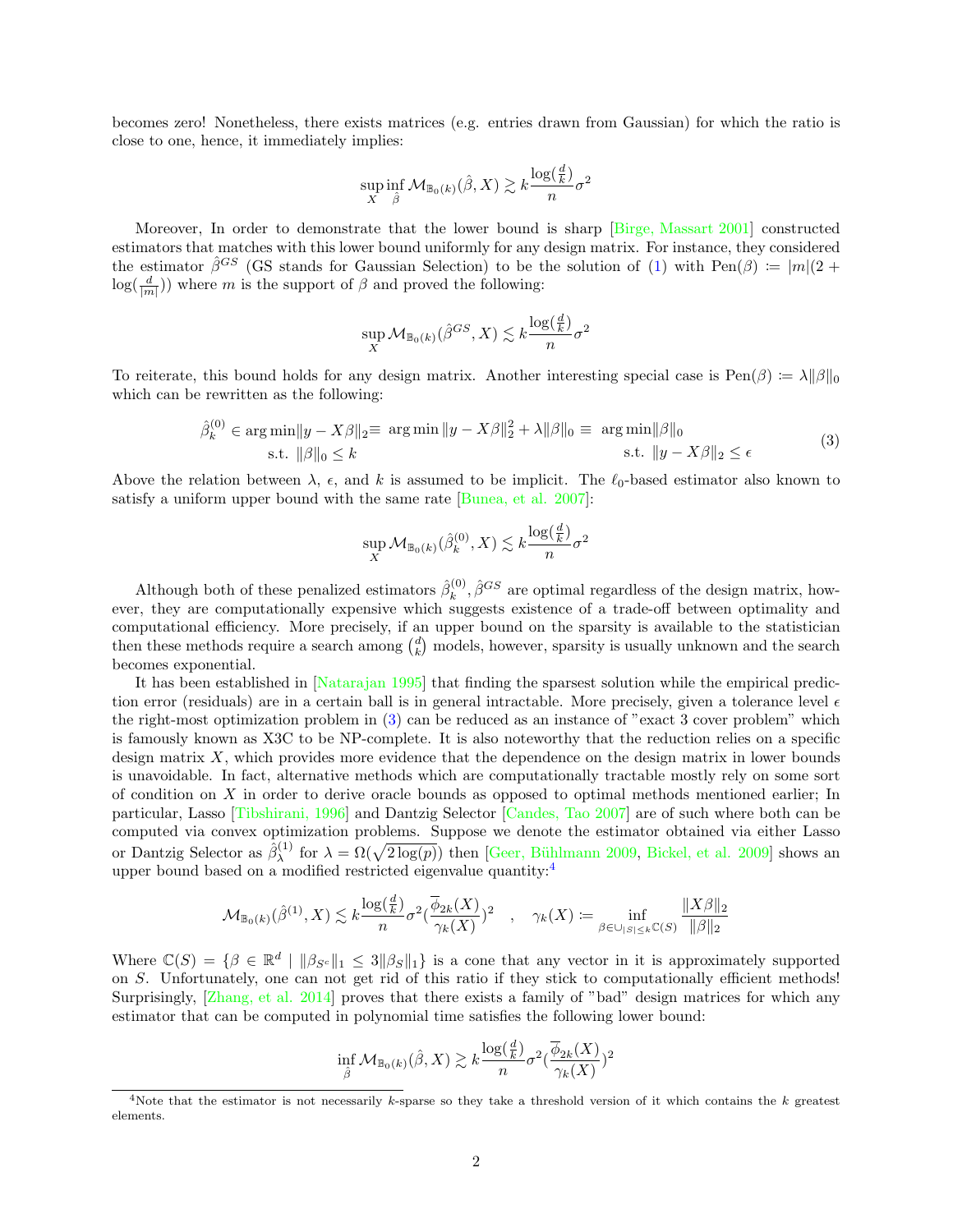becomes zero! Nonetheless, there exists matrices (e.g. entries drawn from Gaussian) for which the ratio is close to one, hence, it immediately implies:

$$\sup_X \inf_{\hat{\beta}} \mathcal{M}_{\mathbb{B}_0(k)}(\hat{\beta}, X) \gtrsim k \frac{\log(\frac{d}{k})}{n} \sigma^2$$

Moreover, In order to demonstrate that the lower bound is sharp [Birge, Massart 2001] constructed estimators that matches with this lower bound uniformly for any design matrix. For instance, they considered the estimator $\hat{\beta}^{GS}$ (GS stands for Gaussian Selection) to be the solution of (1) with $\text{Pen}(\beta) \coloneqq |m|(2 + \log(\frac{d}{|m|}))$ where $m$ is the support of $\beta$ and proved the following:

$$\sup_X \mathcal{M}_{\mathbb{B}_0(k)}(\hat{\beta}^{GS}, X) \lesssim k \frac{\log(\frac{d}{k})}{n} \sigma^2$$

To reiterate, this bound holds for any design matrix. Another interesting special case is $\text{Pen}(\beta) \coloneqq \lambda \|\beta\|_0$ which can be rewritten as the following:

$$\begin{aligned} \hat{\beta}_k^{(0)} \in \arg\min \|y - X\beta\|_2 &\equiv \arg\min \|y - X\beta\|_2^2 + \lambda\|\beta\|_0 \equiv \arg\min \|\beta\|_0 \\ \text{s.t. } \|\beta\|_0 \le k \qquad & \qquad\qquad\qquad\qquad\qquad\qquad\quad \text{s.t. } \|y - X\beta\|_2 \le \epsilon \end{aligned} \tag{3}$$

Above the relation between $\lambda$, $\epsilon$, and $k$ is assumed to be implicit. The $\ell_0$-based estimator also known to satisfy a uniform upper bound with the same rate [Bunea, et al. 2007]:

$$\sup_X \mathcal{M}_{\mathbb{B}_0(k)}(\hat{\beta}_k^{(0)}, X) \lesssim k \frac{\log(\frac{d}{k})}{n} \sigma^2$$

Although both of these penalized estimators $\hat{\beta}_k^{(0)}, \hat{\beta}^{GS}$ are optimal regardless of the design matrix, however, they are computationally expensive which suggests existence of a trade-off between optimality and computational efficiency. More precisely, if an upper bound on the sparsity is available to the statistician then these methods require a search among $\binom{d}{k}$ models, however, sparsity is usually unknown and the search becomes exponential.

It has been established in [Natarajan 1995] that finding the sparsest solution while the empirical prediction error (residuals) are in a certain ball is in general intractable. More precisely, given a tolerance level $\epsilon$ the right-most optimization problem in (3) can be reduced as an instance of "exact 3 cover problem" which is famously known as X3C to be NP-complete. It is also noteworthy that the reduction relies on a specific design matrix $X$, which provides more evidence that the dependence on the design matrix in lower bounds is unavoidable. In fact, alternative methods which are computationally tractable mostly rely on some sort of condition on $X$ in order to derive oracle bounds as opposed to optimal methods mentioned earlier; In particular, Lasso [Tibshirani, 1996] and Dantzig Selector [Candes, Tao 2007] are of such where both can be computed via convex optimization problems. Suppose we denote the estimator obtained via either Lasso or Dantzig Selector as $\hat{\beta}_\lambda^{(1)}$ for $\lambda = \Omega(\sqrt{2\log(p)})$ then [Geer, Bühlmann 2009, Bickel, et al. 2009] shows an upper bound based on a modified restricted eigenvalue quantity:[4]

$$\mathcal{M}_{\mathbb{B}_0(k)}(\hat{\beta}^{(1)}, X) \lesssim k \frac{\log(\frac{d}{k})}{n} \sigma^2 \left(\frac{\overline{\phi}_{2k}(X)}{\gamma_k(X)}\right)^2 \quad , \quad \gamma_k(X) \coloneqq \inf_{\beta \in \cup_{|S| \le k} \mathbb{C}(S)} \frac{\|X\beta\|_2}{\|\beta\|_2}$$

Where $\mathbb{C}(S) = \{\beta \in \mathbb{R}^d \mid \|\beta_{S^c}\|_1 \le 3\|\beta_S\|_1\}$ is a cone that any vector in it is approximately supported on $S$. Unfortunately, one can not get rid of this ratio if they stick to computationally efficient methods! Surprisingly, [Zhang, et al. 2014] proves that there exists a family of "bad" design matrices for which any estimator that can be computed in polynomial time satisfies the following lower bound:

$$\inf_{\hat{\beta}} \mathcal{M}_{\mathbb{B}_0(k)}(\hat{\beta}, X) \gtrsim k \frac{\log(\frac{d}{k})}{n} \sigma^2 \left(\frac{\overline{\phi}_{2k}(X)}{\gamma_k(X)}\right)^2$$

[4] Note that the estimator is not necessarily $k$-sparse so they take a threshold version of it which contains the $k$ greatest elements.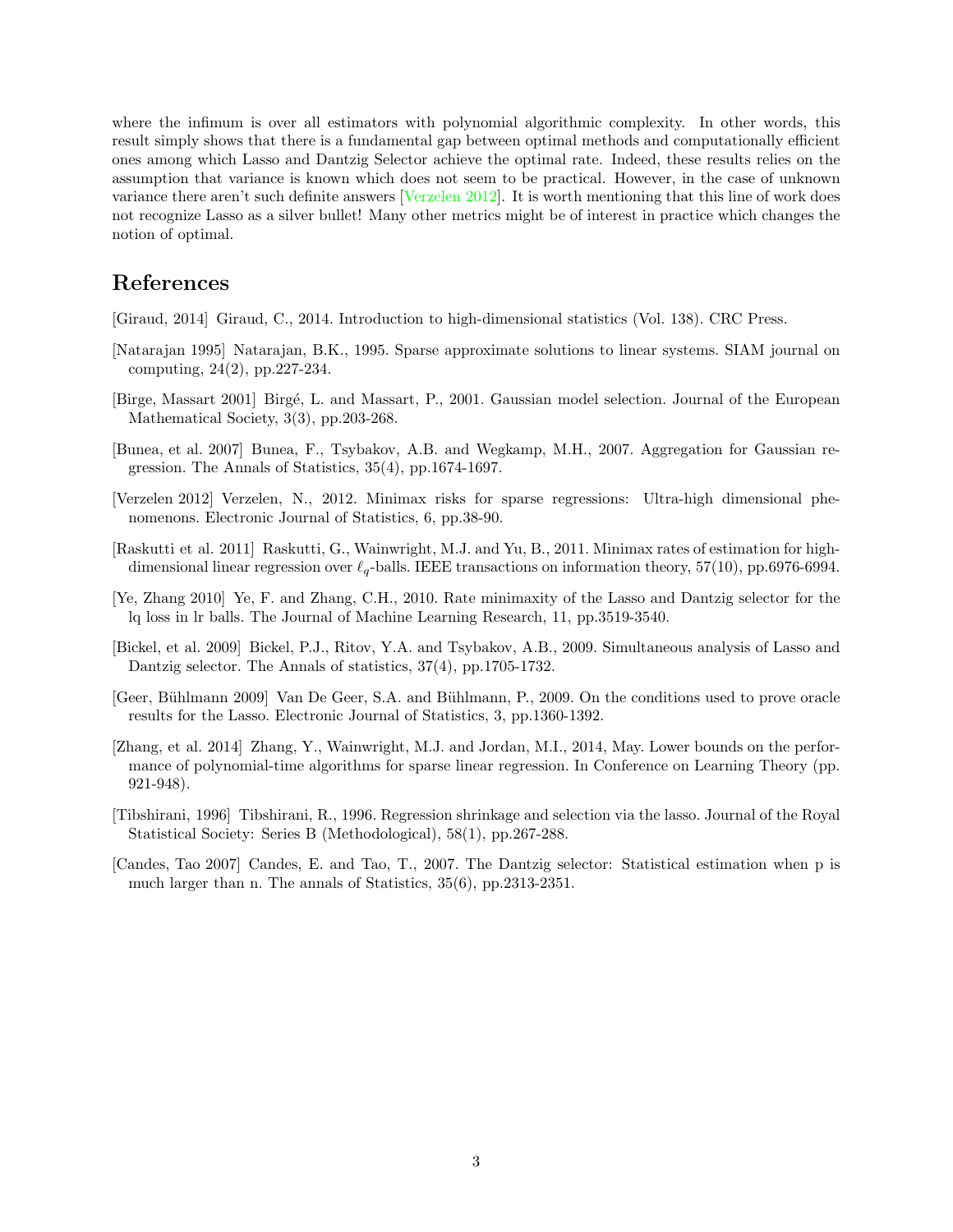where the infimum is over all estimators with polynomial algorithmic complexity. In other words, this result simply shows that there is a fundamental gap between optimal methods and computationally efficient ones among which Lasso and Dantzig Selector achieve the optimal rate. Indeed, these results relies on the assumption that variance is known which does not seem to be practical. However, in the case of unknown variance there aren't such definite answers [Verzelen 2012]. It is worth mentioning that this line of work does not recognize Lasso as a silver bullet! Many other metrics might be of interest in practice which changes the notion of optimal.

## References

[Giraud, 2014] Giraud, C., 2014. Introduction to high-dimensional statistics (Vol. 138). CRC Press.

[Natarajan 1995] Natarajan, B.K., 1995. Sparse approximate solutions to linear systems. SIAM journal on computing, 24(2), pp.227-234.

[Birge, Massart 2001] Birgé, L. and Massart, P., 2001. Gaussian model selection. Journal of the European Mathematical Society, 3(3), pp.203-268.

[Bunea, et al. 2007] Bunea, F., Tsybakov, A.B. and Wegkamp, M.H., 2007. Aggregation for Gaussian regression. The Annals of Statistics, 35(4), pp.1674-1697.

[Verzelen 2012] Verzelen, N., 2012. Minimax risks for sparse regressions: Ultra-high dimensional phenomenons. Electronic Journal of Statistics, 6, pp.38-90.

[Raskutti et al. 2011] Raskutti, G., Wainwright, M.J. and Yu, B., 2011. Minimax rates of estimation for high-dimensional linear regression over $\ell_q$-balls. IEEE transactions on information theory, 57(10), pp.6976-6994.

[Ye, Zhang 2010] Ye, F. and Zhang, C.H., 2010. Rate minimaxity of the Lasso and Dantzig selector for the lq loss in lr balls. The Journal of Machine Learning Research, 11, pp.3519-3540.

[Bickel, et al. 2009] Bickel, P.J., Ritov, Y.A. and Tsybakov, A.B., 2009. Simultaneous analysis of Lasso and Dantzig selector. The Annals of statistics, 37(4), pp.1705-1732.

[Geer, Bühlmann 2009] Van De Geer, S.A. and Bühlmann, P., 2009. On the conditions used to prove oracle results for the Lasso. Electronic Journal of Statistics, 3, pp.1360-1392.

[Zhang, et al. 2014] Zhang, Y., Wainwright, M.J. and Jordan, M.I., 2014, May. Lower bounds on the performance of polynomial-time algorithms for sparse linear regression. In Conference on Learning Theory (pp. 921-948).

[Tibshirani, 1996] Tibshirani, R., 1996. Regression shrinkage and selection via the lasso. Journal of the Royal Statistical Society: Series B (Methodological), 58(1), pp.267-288.

[Candes, Tao 2007] Candes, E. and Tao, T., 2007. The Dantzig selector: Statistical estimation when p is much larger than n. The annals of Statistics, 35(6), pp.2313-2351.